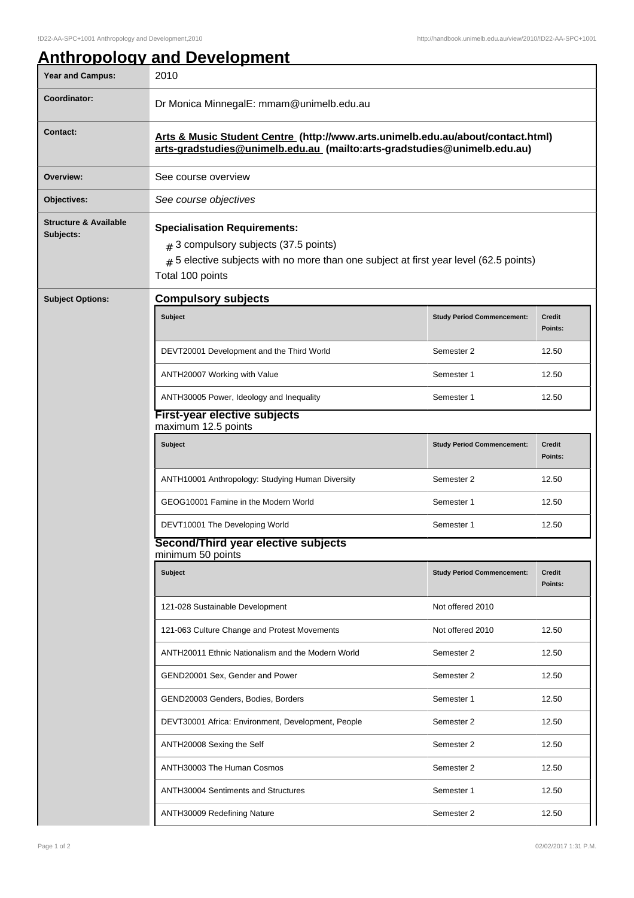# Anthropology and Development

| Year and Campus: | 2010 |
| --- | --- |
| Coordinator: | Dr Monica MinnegalE: mmam@unimelb.edu.au |
| Contact: | **Arts & Music Student Centre (http://www.arts.unimelb.edu.au/about/contact.html) arts-gradstudies@unimelb.edu.au (mailto:arts-gradstudies@unimelb.edu.au)** |
| Overview: | See course overview |
| Objectives: | *See course objectives* |
| Structure & Available Subjects: | **Specialisation Requirements:** # 3 compulsory subjects (37.5 points) # 5 elective subjects with no more than one subject at first year level (62.5 points) Total 100 points |

**Subject Options:**

### Compulsory subjects

| Subject | Study Period Commencement: | Credit Points: |
| --- | --- | --- |
| DEVT20001 Development and the Third World | Semester 2 | 12.50 |
| ANTH20007 Working with Value | Semester 1 | 12.50 |
| ANTH30005 Power, Ideology and Inequality | Semester 1 | 12.50 |

### First-year elective subjects

maximum 12.5 points

| Subject | Study Period Commencement: | Credit Points: |
| --- | --- | --- |
| ANTH10001 Anthropology: Studying Human Diversity | Semester 2 | 12.50 |
| GEOG10001 Famine in the Modern World | Semester 1 | 12.50 |
| DEVT10001 The Developing World | Semester 1 | 12.50 |

### Second/Third year elective subjects

minimum 50 points

| Subject | Study Period Commencement: | Credit Points: |
| --- | --- | --- |
| 121-028 Sustainable Development | Not offered 2010 | |
| 121-063 Culture Change and Protest Movements | Not offered 2010 | 12.50 |
| ANTH20011 Ethnic Nationalism and the Modern World | Semester 2 | 12.50 |
| GEND20001 Sex, Gender and Power | Semester 2 | 12.50 |
| GEND20003 Genders, Bodies, Borders | Semester 1 | 12.50 |
| DEVT30001 Africa: Environment, Development, People | Semester 2 | 12.50 |
| ANTH20008 Sexing the Self | Semester 2 | 12.50 |
| ANTH30003 The Human Cosmos | Semester 2 | 12.50 |
| ANTH30004 Sentiments and Structures | Semester 1 | 12.50 |
| ANTH30009 Redefining Nature | Semester 2 | 12.50 |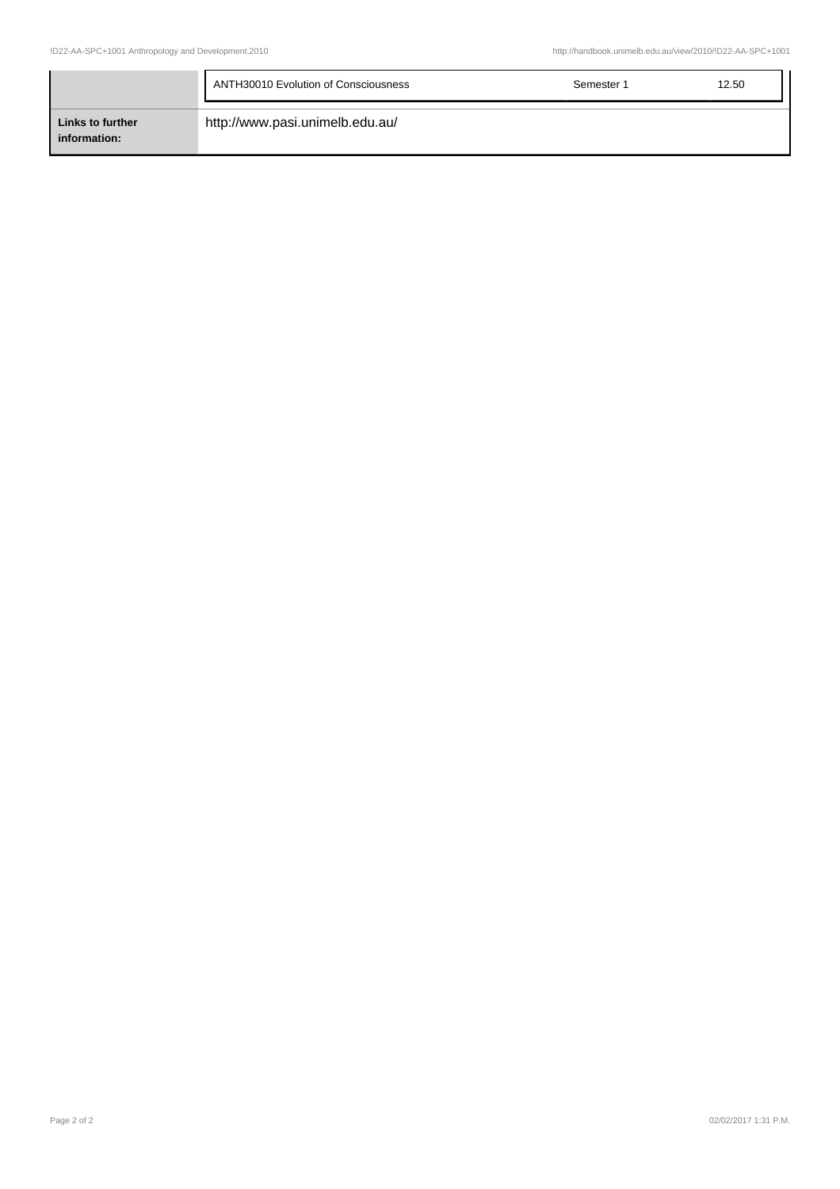| | | | |
|---|---|---|---|
| | ANTH30010 Evolution of Consciousness | Semester 1 | 12.50 |
| **Links to further information:** | http://www.pasi.unimelb.edu.au/ | | |